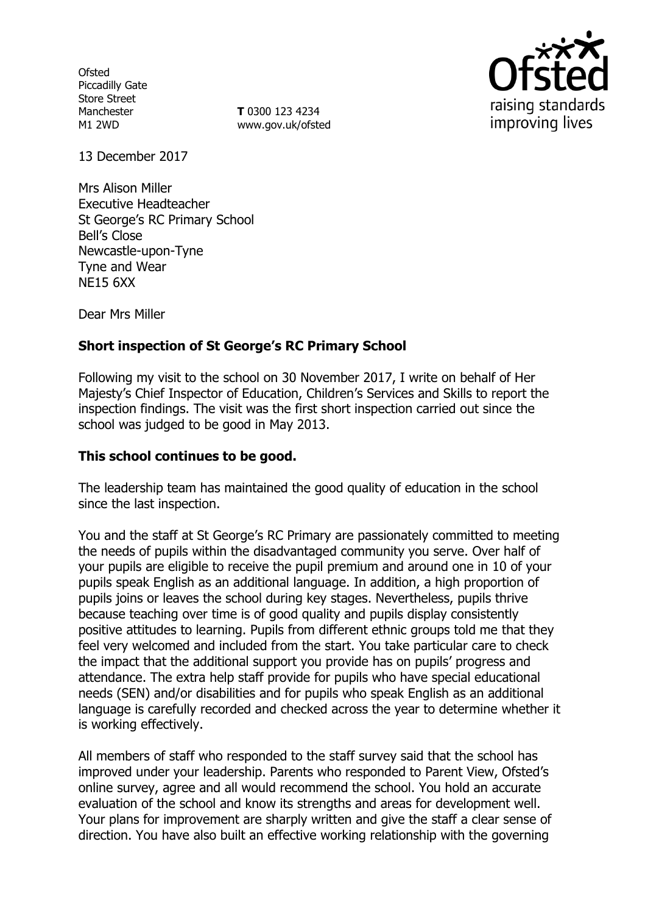Ofsted
Piccadilly Gate
Store Street
Manchester
M1 2WD

**T** 0300 123 4234
www.gov.uk/ofsted

13 December 2017

Mrs Alison Miller
Executive Headteacher
St George's RC Primary School
Bell's Close
Newcastle-upon-Tyne
Tyne and Wear
NE15 6XX

Dear Mrs Miller

**Short inspection of St George's RC Primary School**

Following my visit to the school on 30 November 2017, I write on behalf of Her Majesty's Chief Inspector of Education, Children's Services and Skills to report the inspection findings. The visit was the first short inspection carried out since the school was judged to be good in May 2013.

**This school continues to be good.**

The leadership team has maintained the good quality of education in the school since the last inspection.

You and the staff at St George's RC Primary are passionately committed to meeting the needs of pupils within the disadvantaged community you serve. Over half of your pupils are eligible to receive the pupil premium and around one in 10 of your pupils speak English as an additional language. In addition, a high proportion of pupils joins or leaves the school during key stages. Nevertheless, pupils thrive because teaching over time is of good quality and pupils display consistently positive attitudes to learning. Pupils from different ethnic groups told me that they feel very welcomed and included from the start. You take particular care to check the impact that the additional support you provide has on pupils' progress and attendance. The extra help staff provide for pupils who have special educational needs (SEN) and/or disabilities and for pupils who speak English as an additional language is carefully recorded and checked across the year to determine whether it is working effectively.

All members of staff who responded to the staff survey said that the school has improved under your leadership. Parents who responded to Parent View, Ofsted's online survey, agree and all would recommend the school. You hold an accurate evaluation of the school and know its strengths and areas for development well. Your plans for improvement are sharply written and give the staff a clear sense of direction. You have also built an effective working relationship with the governing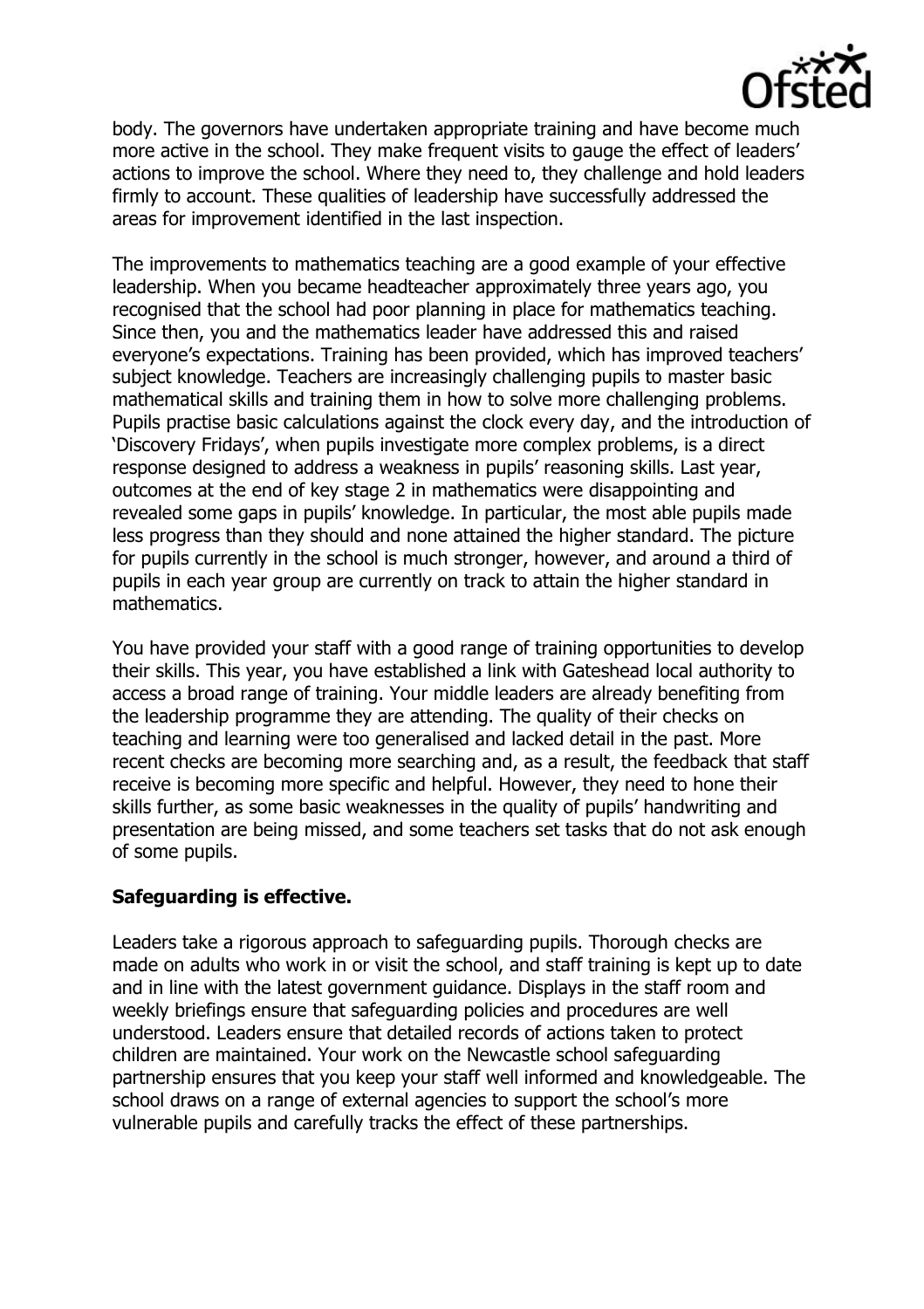body. The governors have undertaken appropriate training and have become much more active in the school. They make frequent visits to gauge the effect of leaders' actions to improve the school. Where they need to, they challenge and hold leaders firmly to account. These qualities of leadership have successfully addressed the areas for improvement identified in the last inspection.

The improvements to mathematics teaching are a good example of your effective leadership. When you became headteacher approximately three years ago, you recognised that the school had poor planning in place for mathematics teaching. Since then, you and the mathematics leader have addressed this and raised everyone's expectations. Training has been provided, which has improved teachers' subject knowledge. Teachers are increasingly challenging pupils to master basic mathematical skills and training them in how to solve more challenging problems. Pupils practise basic calculations against the clock every day, and the introduction of 'Discovery Fridays', when pupils investigate more complex problems, is a direct response designed to address a weakness in pupils' reasoning skills. Last year, outcomes at the end of key stage 2 in mathematics were disappointing and revealed some gaps in pupils' knowledge. In particular, the most able pupils made less progress than they should and none attained the higher standard. The picture for pupils currently in the school is much stronger, however, and around a third of pupils in each year group are currently on track to attain the higher standard in mathematics.

You have provided your staff with a good range of training opportunities to develop their skills. This year, you have established a link with Gateshead local authority to access a broad range of training. Your middle leaders are already benefiting from the leadership programme they are attending. The quality of their checks on teaching and learning were too generalised and lacked detail in the past. More recent checks are becoming more searching and, as a result, the feedback that staff receive is becoming more specific and helpful. However, they need to hone their skills further, as some basic weaknesses in the quality of pupils' handwriting and presentation are being missed, and some teachers set tasks that do not ask enough of some pupils.

**Safeguarding is effective.**

Leaders take a rigorous approach to safeguarding pupils. Thorough checks are made on adults who work in or visit the school, and staff training is kept up to date and in line with the latest government guidance. Displays in the staff room and weekly briefings ensure that safeguarding policies and procedures are well understood. Leaders ensure that detailed records of actions taken to protect children are maintained. Your work on the Newcastle school safeguarding partnership ensures that you keep your staff well informed and knowledgeable. The school draws on a range of external agencies to support the school's more vulnerable pupils and carefully tracks the effect of these partnerships.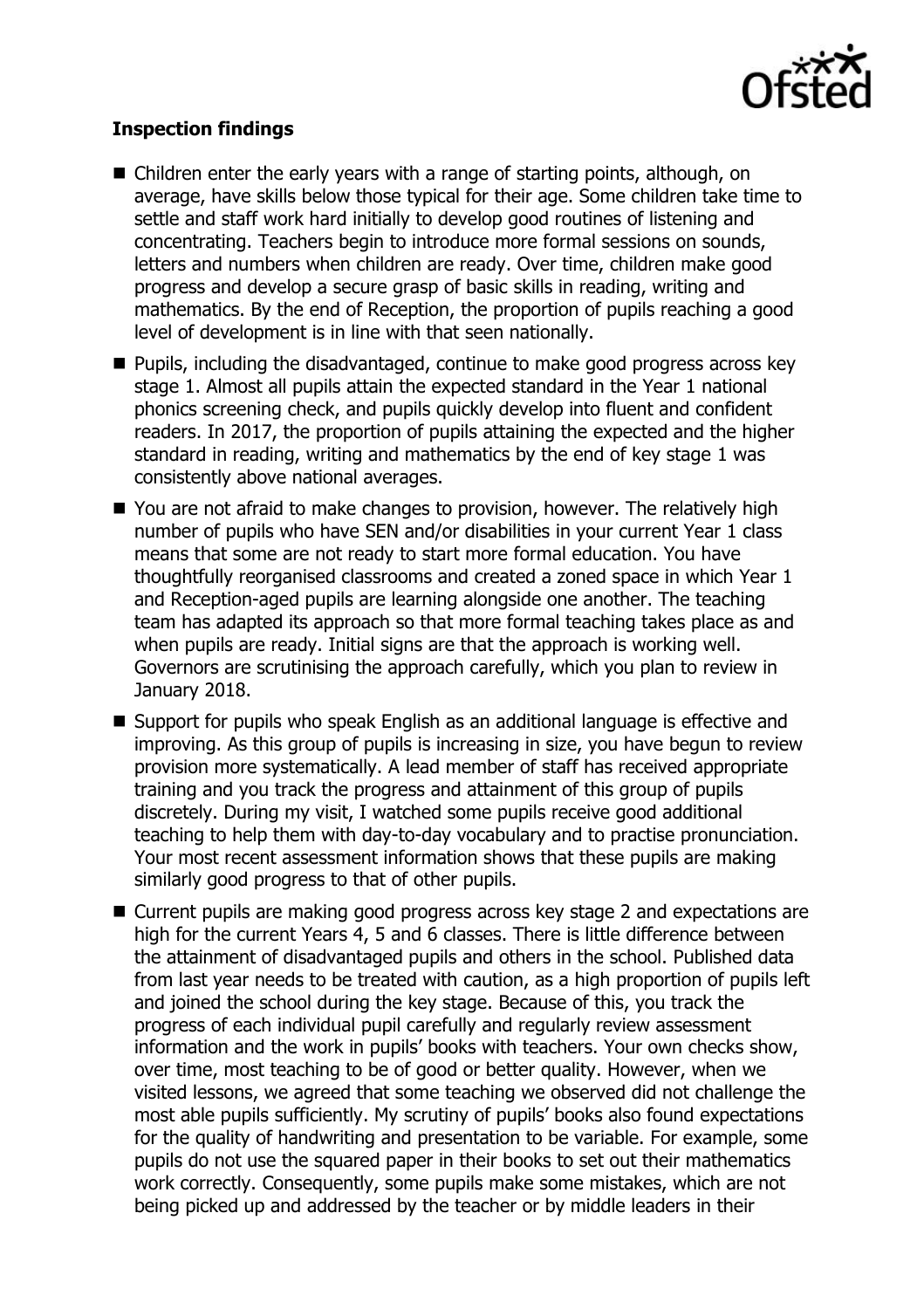**Inspection findings**

- Children enter the early years with a range of starting points, although, on average, have skills below those typical for their age. Some children take time to settle and staff work hard initially to develop good routines of listening and concentrating. Teachers begin to introduce more formal sessions on sounds, letters and numbers when children are ready. Over time, children make good progress and develop a secure grasp of basic skills in reading, writing and mathematics. By the end of Reception, the proportion of pupils reaching a good level of development is in line with that seen nationally.
- Pupils, including the disadvantaged, continue to make good progress across key stage 1. Almost all pupils attain the expected standard in the Year 1 national phonics screening check, and pupils quickly develop into fluent and confident readers. In 2017, the proportion of pupils attaining the expected and the higher standard in reading, writing and mathematics by the end of key stage 1 was consistently above national averages.
- You are not afraid to make changes to provision, however. The relatively high number of pupils who have SEN and/or disabilities in your current Year 1 class means that some are not ready to start more formal education. You have thoughtfully reorganised classrooms and created a zoned space in which Year 1 and Reception-aged pupils are learning alongside one another. The teaching team has adapted its approach so that more formal teaching takes place as and when pupils are ready. Initial signs are that the approach is working well. Governors are scrutinising the approach carefully, which you plan to review in January 2018.
- Support for pupils who speak English as an additional language is effective and improving. As this group of pupils is increasing in size, you have begun to review provision more systematically. A lead member of staff has received appropriate training and you track the progress and attainment of this group of pupils discretely. During my visit, I watched some pupils receive good additional teaching to help them with day-to-day vocabulary and to practise pronunciation. Your most recent assessment information shows that these pupils are making similarly good progress to that of other pupils.
- Current pupils are making good progress across key stage 2 and expectations are high for the current Years 4, 5 and 6 classes. There is little difference between the attainment of disadvantaged pupils and others in the school. Published data from last year needs to be treated with caution, as a high proportion of pupils left and joined the school during the key stage. Because of this, you track the progress of each individual pupil carefully and regularly review assessment information and the work in pupils' books with teachers. Your own checks show, over time, most teaching to be of good or better quality. However, when we visited lessons, we agreed that some teaching we observed did not challenge the most able pupils sufficiently. My scrutiny of pupils' books also found expectations for the quality of handwriting and presentation to be variable. For example, some pupils do not use the squared paper in their books to set out their mathematics work correctly. Consequently, some pupils make some mistakes, which are not being picked up and addressed by the teacher or by middle leaders in their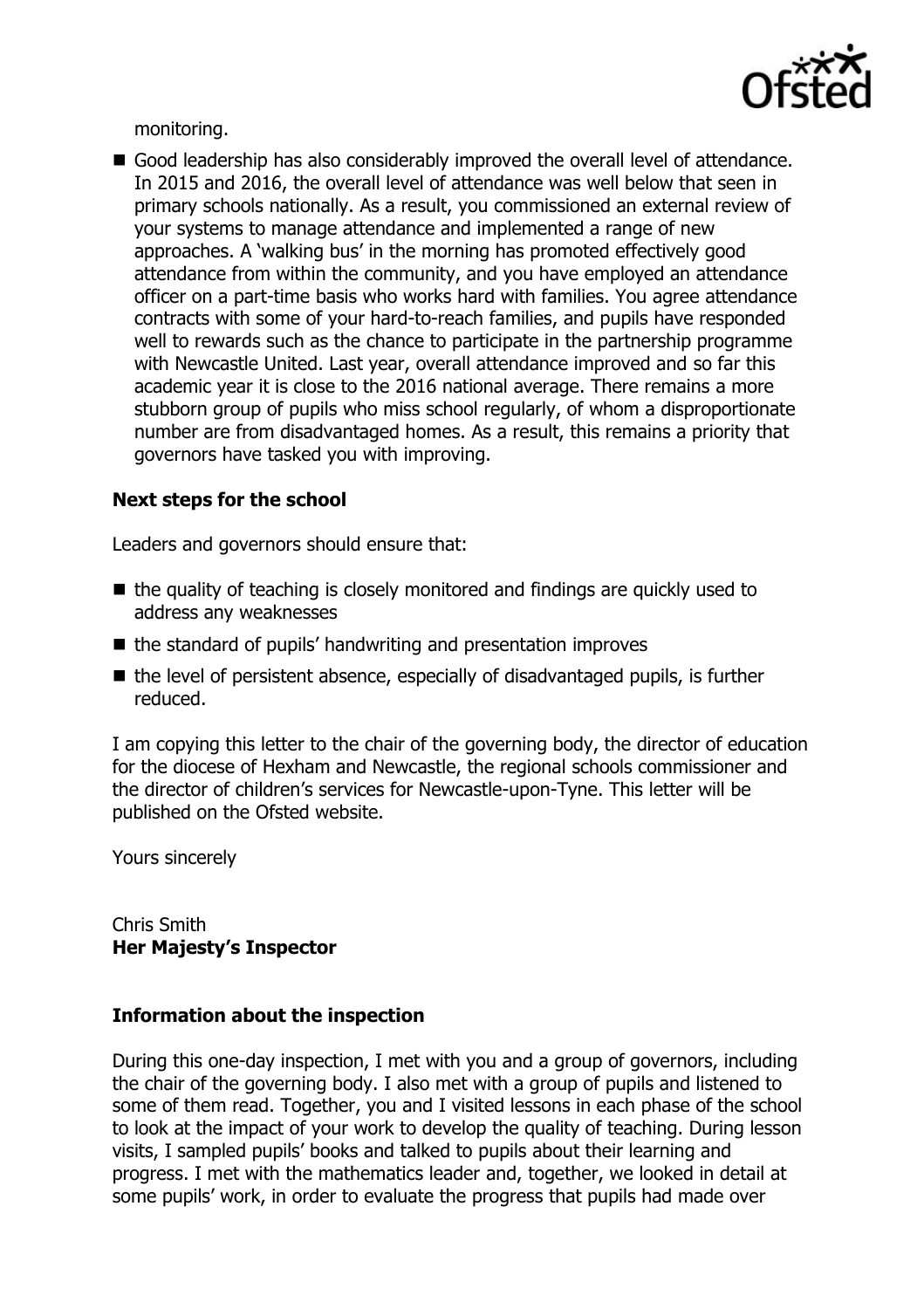monitoring.

- Good leadership has also considerably improved the overall level of attendance. In 2015 and 2016, the overall level of attendance was well below that seen in primary schools nationally. As a result, you commissioned an external review of your systems to manage attendance and implemented a range of new approaches. A 'walking bus' in the morning has promoted effectively good attendance from within the community, and you have employed an attendance officer on a part-time basis who works hard with families. You agree attendance contracts with some of your hard-to-reach families, and pupils have responded well to rewards such as the chance to participate in the partnership programme with Newcastle United. Last year, overall attendance improved and so far this academic year it is close to the 2016 national average. There remains a more stubborn group of pupils who miss school regularly, of whom a disproportionate number are from disadvantaged homes. As a result, this remains a priority that governors have tasked you with improving.

## Next steps for the school

Leaders and governors should ensure that:

- the quality of teaching is closely monitored and findings are quickly used to address any weaknesses
- the standard of pupils' handwriting and presentation improves
- the level of persistent absence, especially of disadvantaged pupils, is further reduced.

I am copying this letter to the chair of the governing body, the director of education for the diocese of Hexham and Newcastle, the regional schools commissioner and the director of children's services for Newcastle-upon-Tyne. This letter will be published on the Ofsted website.

Yours sincerely

Chris Smith
**Her Majesty's Inspector**

## Information about the inspection

During this one-day inspection, I met with you and a group of governors, including the chair of the governing body. I also met with a group of pupils and listened to some of them read. Together, you and I visited lessons in each phase of the school to look at the impact of your work to develop the quality of teaching. During lesson visits, I sampled pupils' books and talked to pupils about their learning and progress. I met with the mathematics leader and, together, we looked in detail at some pupils' work, in order to evaluate the progress that pupils had made over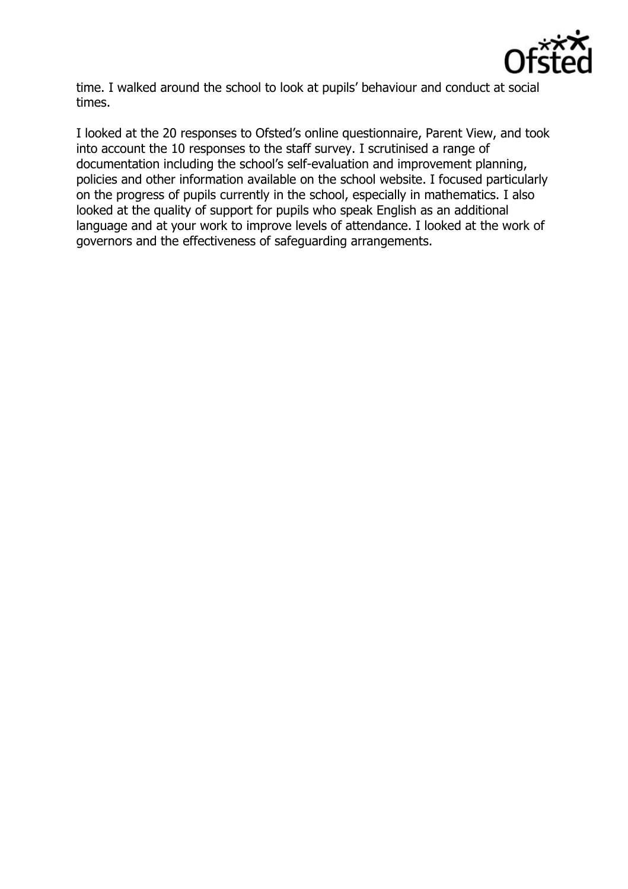time. I walked around the school to look at pupils' behaviour and conduct at social times.

I looked at the 20 responses to Ofsted's online questionnaire, Parent View, and took into account the 10 responses to the staff survey. I scrutinised a range of documentation including the school's self-evaluation and improvement planning, policies and other information available on the school website. I focused particularly on the progress of pupils currently in the school, especially in mathematics. I also looked at the quality of support for pupils who speak English as an additional language and at your work to improve levels of attendance. I looked at the work of governors and the effectiveness of safeguarding arrangements.